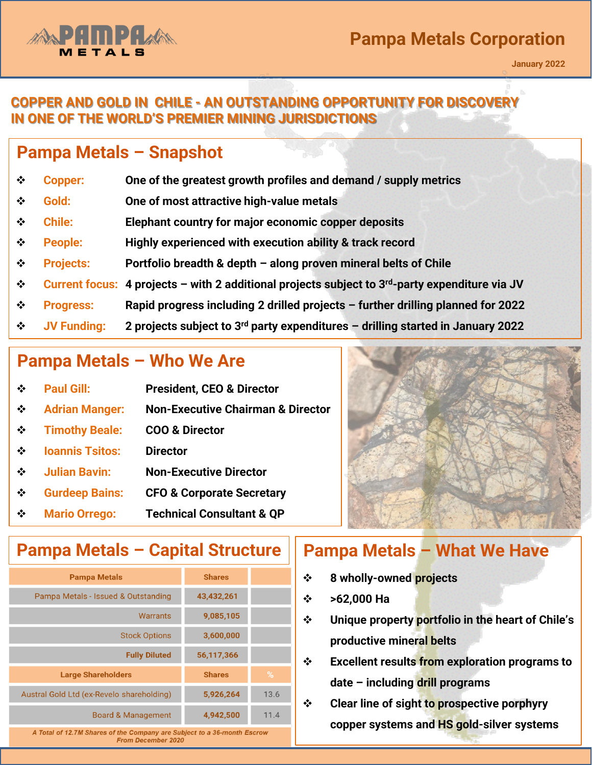# Pampa Metals Corporation

January 2022

## COPPER AND GOLD IN CHILE - AN OUTSTANDING OPPORTUNITY FOR DISCOVERY IN ONE OF THE WORLD'S PREMIER MINING JURISDICTIONS

## Pampa Metals – Snapshot

- **Copper:** One of the greatest growth profiles and demand / supply metrics
- **Gold:** One of most attractive high-value metals
- **Chile:** Elephant country for major economic copper deposits
- **People:** Highly experienced with execution ability & track record
- **Projects:** Portfolio breadth & depth – along proven mineral belts of Chile
- **Current focus:** 4 projects – with 2 additional projects subject to 3rd-party expenditure via JV
- **Progress:** Rapid progress including 2 drilled projects – further drilling planned for 2022
- **JV Funding:** 2 projects subject to 3rd party expenditures – drilling started in January 2022

## Pampa Metals – Who We Are

- **Paul Gill:** President, CEO & Director
- **Adrian Manger:** Non-Executive Chairman & Director
- **Timothy Beale:** COO & Director
- **Ioannis Tsitos:** Director
- **Julian Bavin:** Non-Executive Director
- **Gurdeep Bains:** CFO & Corporate Secretary
- **Mario Orrego:** Technical Consultant & QP

## Pampa Metals – Capital Structure

| Pampa Metals | Shares | |
|---|---|---|
| Pampa Metals - Issued & Outstanding | 43,432,261 | |
| Warrants | 9,085,105 | |
| Stock Options | 3,600,000 | |
| **Fully Diluted** | 56,117,366 | |
| **Large Shareholders** | **Shares** | **%** |
| Austral Gold Ltd (ex-Revelo shareholding) | 5,926,264 | 13.6 |
| Board & Management | 4,942,500 | 11.4 |

*A Total of 12.7M Shares of the Company are Subject to a 36-month Escrow From December 2020*

## Pampa Metals – What We Have

- 8 wholly-owned projects
- >62,000 Ha
- Unique property portfolio in the heart of Chile's productive mineral belts
- Excellent results from exploration programs to date – including drill programs
- Clear line of sight to prospective porphyry copper systems and HS gold-silver systems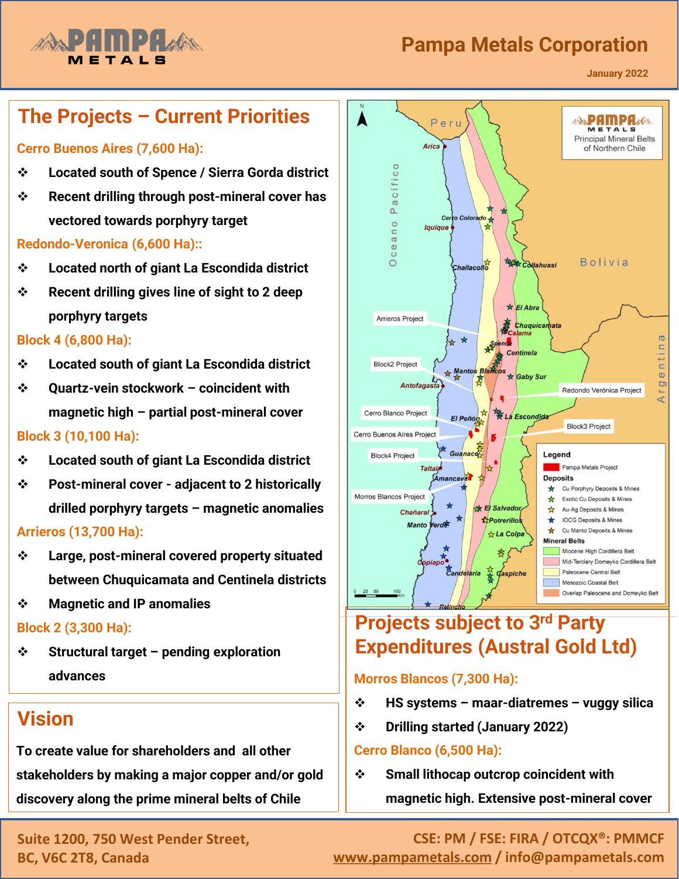# Pampa Metals Corporation

January 2022

## The Projects – Current Priorities

### Cerro Buenos Aires (7,600 Ha):

- Located south of Spence / Sierra Gorda district
- Recent drilling through post-mineral cover has vectored towards porphyry target

### Redondo-Veronica (6,600 Ha)::

- Located north of giant La Escondida district
- Recent drilling gives line of sight to 2 deep porphyry targets

### Block 4 (6,800 Ha):

- Located south of giant La Escondida district
- Quartz-vein stockwork – coincident with magnetic high – partial post-mineral cover

### Block 3 (10,100 Ha):

- Located south of giant La Escondida district
- Post-mineral cover - adjacent to 2 historically drilled porphyry targets – magnetic anomalies

### Arrieros (13,700 Ha):

- Large, post-mineral covered property situated between Chuquicamata and Centinela districts
- Magnetic and IP anomalies

### Block 2 (3,300 Ha):

- Structural target – pending exploration advances

## Vision

To create value for shareholders and all other stakeholders by making a major copper and/or gold discovery along the prime mineral belts of Chile

PAMPA METALS
Principal Mineral Belts of Northern Chile

Peru
Bolivia
Argentina
Oceano Pacífico
Arica
Iquique
Cerro Colorado
Challacollo
Collahuasi
El Abra
Chuquicamata
Calama
Spence
Centinela
Mantos Blancos
Gaby Sur
Antofagasta
El Peñon
La Escondida
Guanaco
Taltal
Amancaya
El Salvador
Chañaral
Potrerillos
Manto Verde
La Coipa
Copiapo
Candelaria
Caspiche
Relincho
Arrieros Project
Block2 Project
Redondo Verónica Project
Cerro Blanco Project
Cerro Buenos Aires Project
Block3 Project
Block4 Project
Morros Blancos Project

Legend
Pampa Metals Project
Deposits
Cu Porphyry Deposits & Mines
Exotic Cu Deposits & Mines
Au-Ag Deposits & Mines
IOCG Deposits & Mines
Cu Manto Deposits & Mines
Mineral Belts
Miocene High Cordillera Belt
Mid-Terciary Domeyko Cordillera Belt
Paleocene Central Belt
Mesozoic Coastal Belt
Overlap Paleocene and Domeyko Belt

0 25 50 100 Km

## Projects subject to 3rd Party Expenditures (Austral Gold Ltd)

### Morros Blancos (7,300 Ha):

- HS systems – maar-diatremes – vuggy silica
- Drilling started (January 2022)

### Cerro Blanco (6,500 Ha):

- Small lithocap outcrop coincident with magnetic high. Extensive post-mineral cover

Suite 1200, 750 West Pender Street, BC, V6C 2T8, Canada

CSE: PM / FSE: FIRA / OTCQX®: PMMCF
www.pampametals.com / info@pampametals.com